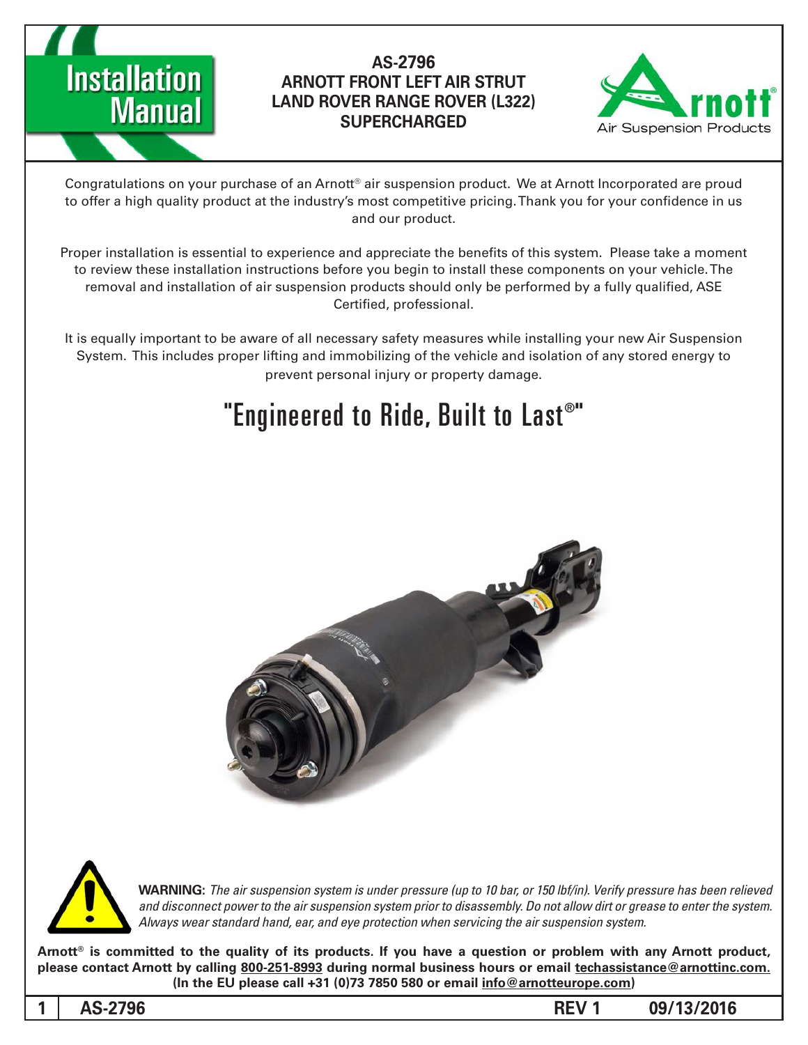# Installation Manual

## AS-2796
## ARNOTT FRONT LEFT AIR STRUT
## LAND ROVER RANGE ROVER (L322)
## SUPERCHARGED

Arnott® Air Suspension Products

Congratulations on your purchase of an Arnott® air suspension product. We at Arnott Incorporated are proud to offer a high quality product at the industry's most competitive pricing. Thank you for your confidence in us and our product.

Proper installation is essential to experience and appreciate the benefits of this system. Please take a moment to review these installation instructions before you begin to install these components on your vehicle. The removal and installation of air suspension products should only be performed by a fully qualified, ASE Certified, professional.

It is equally important to be aware of all necessary safety measures while installing your new Air Suspension System. This includes proper lifting and immobilizing of the vehicle and isolation of any stored energy to prevent personal injury or property damage.

## "Engineered to Ride, Built to Last®"

**WARNING:** *The air suspension system is under pressure (up to 10 bar, or 150 lbf/in). Verify pressure has been relieved and disconnect power to the air suspension system prior to disassembly. Do not allow dirt or grease to enter the system. Always wear standard hand, ear, and eye protection when servicing the air suspension system.*

**Arnott® is committed to the quality of its products. If you have a question or problem with any Arnott product, please contact Arnott by calling 800-251-8993 during normal business hours or email techassistance@arnottinc.com. (In the EU please call +31 (0)73 7850 580 or email info@arnotteurope.com)**

**AS-2796 REV 1 09/13/2016**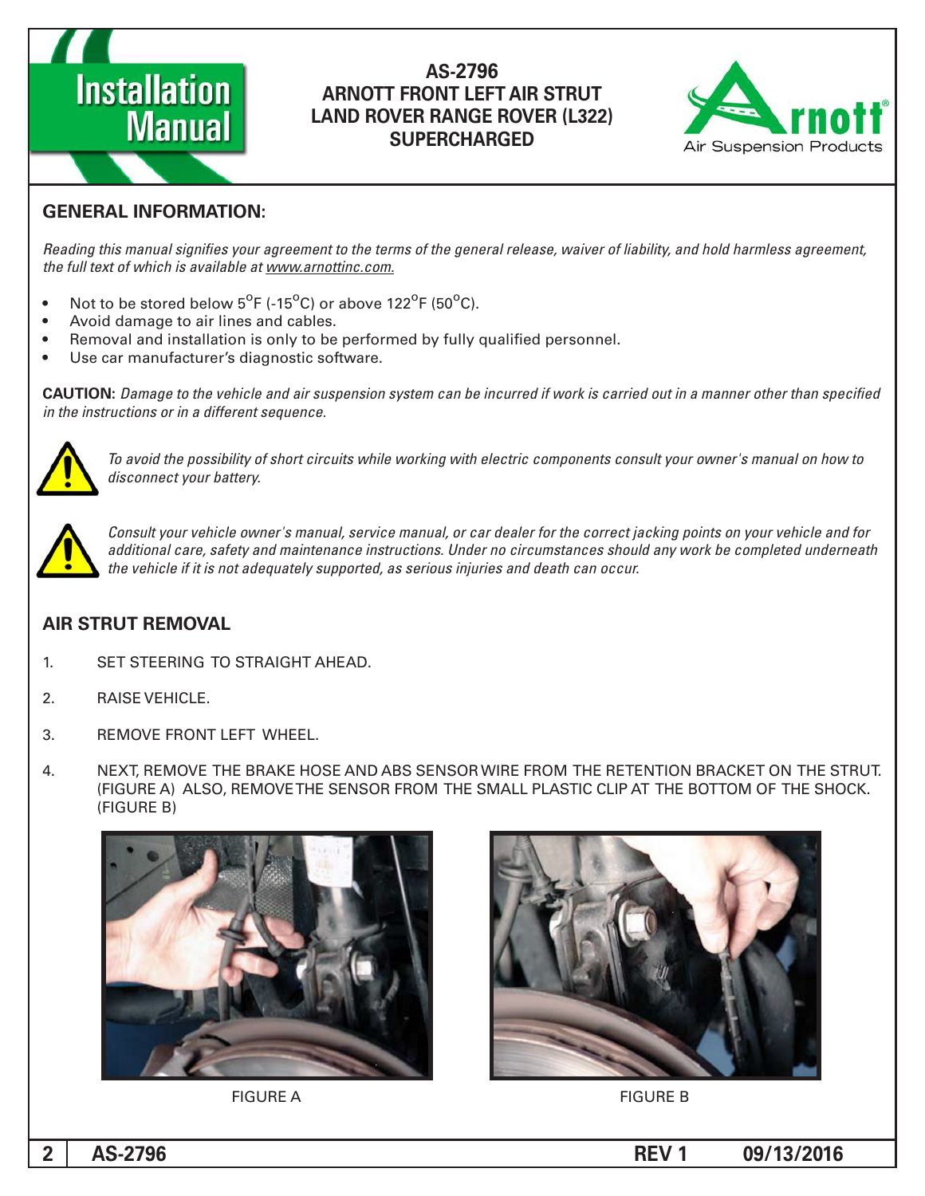# AS-2796
## ARNOTT FRONT LEFT AIR STRUT
## LAND ROVER RANGE ROVER (L322)
## SUPERCHARGED

## GENERAL INFORMATION:

*Reading this manual signifies your agreement to the terms of the general release, waiver of liability, and hold harmless agreement, the full text of which is available at www.arnottinc.com.*

- Not to be stored below 5°F (-15°C) or above 122°F (50°C).
- Avoid damage to air lines and cables.
- Removal and installation is only to be performed by fully qualified personnel.
- Use car manufacturer's diagnostic software.

**CAUTION:** *Damage to the vehicle and air suspension system can be incurred if work is carried out in a manner other than specified in the instructions or in a different sequence.*

*To avoid the possibility of short circuits while working with electric components consult your owner's manual on how to disconnect your battery.*

*Consult your vehicle owner's manual, service manual, or car dealer for the correct jacking points on your vehicle and for additional care, safety and maintenance instructions. Under no circumstances should any work be completed underneath the vehicle if it is not adequately supported, as serious injuries and death can occur.*

## AIR STRUT REMOVAL

1. SET STEERING TO STRAIGHT AHEAD.
2. RAISE VEHICLE.
3. REMOVE FRONT LEFT WHEEL.
4. NEXT, REMOVE THE BRAKE HOSE AND ABS SENSOR WIRE FROM THE RETENTION BRACKET ON THE STRUT. (FIGURE A) ALSO, REMOVE THE SENSOR FROM THE SMALL PLASTIC CLIP AT THE BOTTOM OF THE SHOCK. (FIGURE B)

FIGURE A

FIGURE B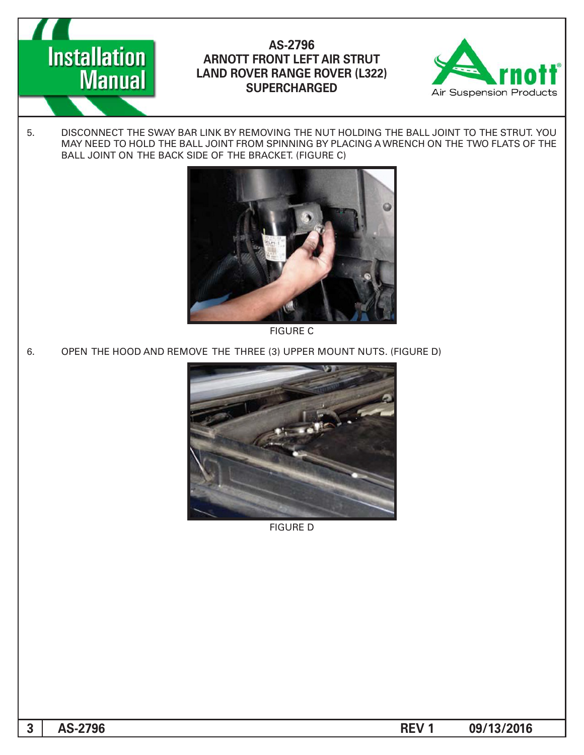5. DISCONNECT THE SWAY BAR LINK BY REMOVING THE NUT HOLDING THE BALL JOINT TO THE STRUT. YOU MAY NEED TO HOLD THE BALL JOINT FROM SPINNING BY PLACING A WRENCH ON THE TWO FLATS OF THE BALL JOINT ON THE BACK SIDE OF THE BRACKET. (FIGURE C)

FIGURE C

6. OPEN THE HOOD AND REMOVE THE THREE (3) UPPER MOUNT NUTS. (FIGURE D)

FIGURE D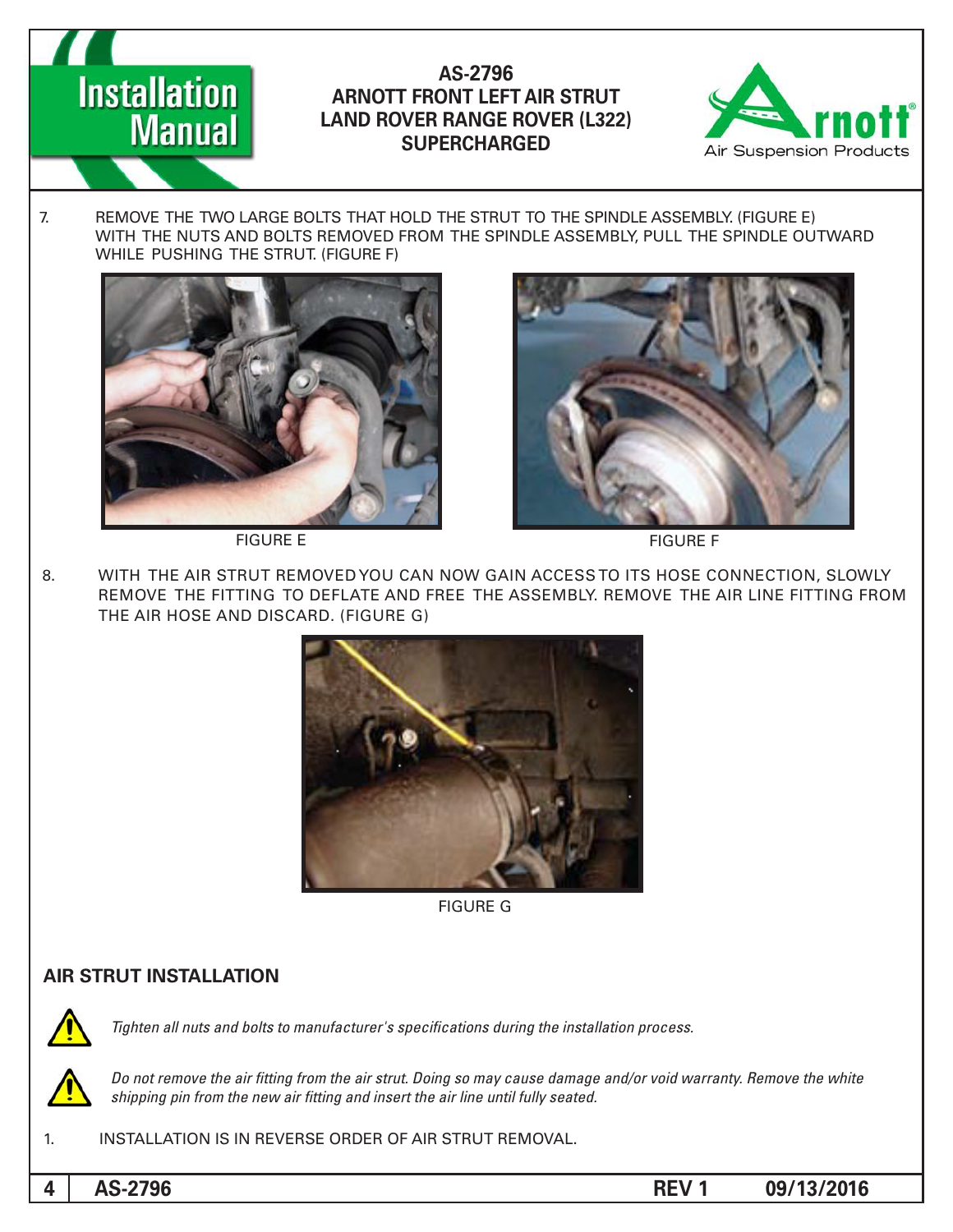7. REMOVE THE TWO LARGE BOLTS THAT HOLD THE STRUT TO THE SPINDLE ASSEMBLY. (FIGURE E) WITH THE NUTS AND BOLTS REMOVED FROM THE SPINDLE ASSEMBLY, PULL THE SPINDLE OUTWARD WHILE PUSHING THE STRUT. (FIGURE F)

FIGURE E

FIGURE F

8. WITH THE AIR STRUT REMOVED YOU CAN NOW GAIN ACCESS TO ITS HOSE CONNECTION, SLOWLY REMOVE THE FITTING TO DEFLATE AND FREE THE ASSEMBLY. REMOVE THE AIR LINE FITTING FROM THE AIR HOSE AND DISCARD. (FIGURE G)

FIGURE G

## AIR STRUT INSTALLATION

*Tighten all nuts and bolts to manufacturer's specifications during the installation process.*

*Do not remove the air fitting from the air strut. Doing so may cause damage and/or void warranty. Remove the white shipping pin from the new air fitting and insert the air line until fully seated.*

1. INSTALLATION IS IN REVERSE ORDER OF AIR STRUT REMOVAL.